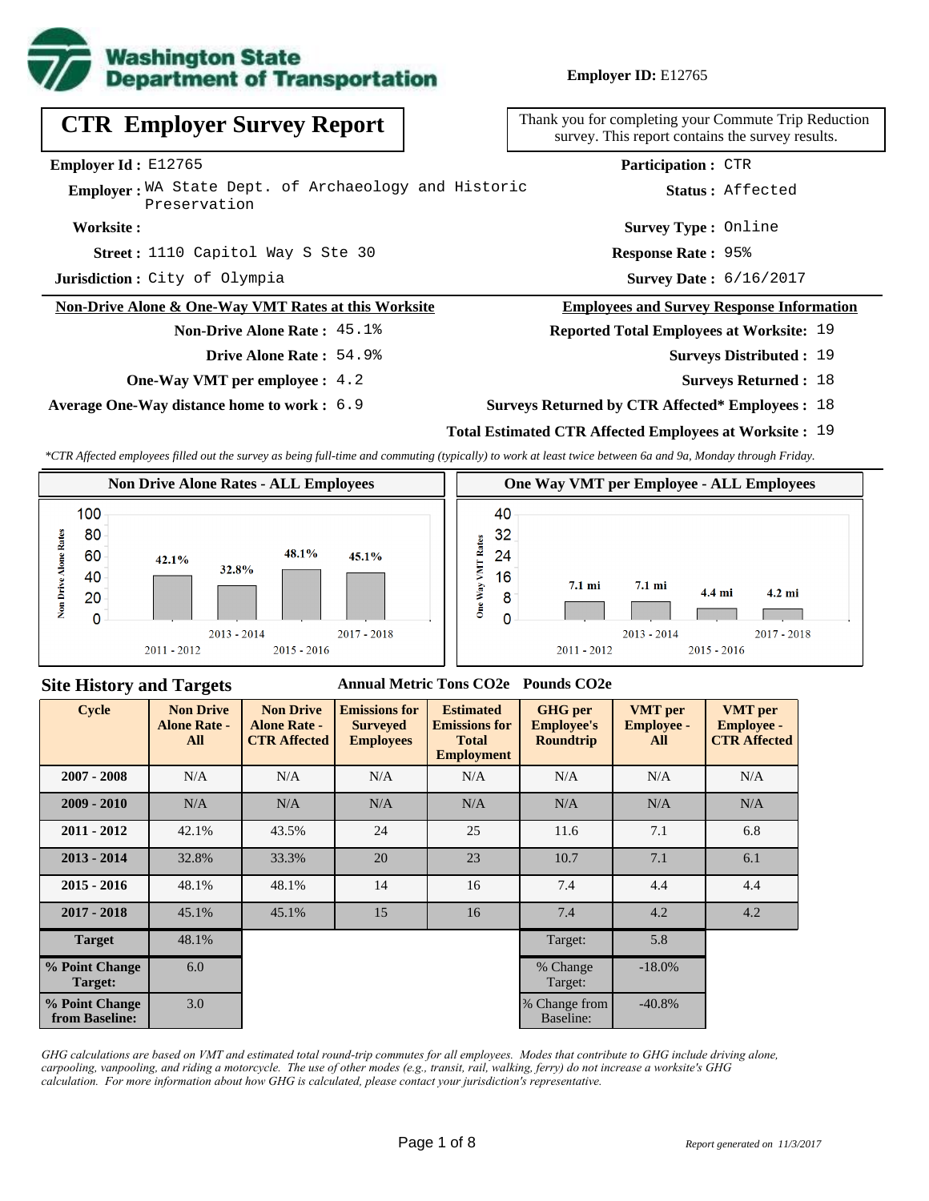Washington State Department of Transportation

**Employer ID:** E12765

# CTR Employer Survey Report

Thank you for completing your Commute Trip Reduction survey. This report contains the survey results.

**Employer Id :** E12765

**Employer :** WA State Dept. of Archaeology and Historic Preservation

**Worksite :**

**Street :** 1110 Capitol Way S Ste 30

**Jurisdiction :** City of Olympia

**Participation :** CTR

**Status :** Affected

**Survey Type :** Online

**Response Rate :** 95%

**Survey Date :** 6/16/2017

## Non-Drive Alone & One-Way VMT Rates at this Worksite

**Non-Drive Alone Rate :** 45.1%

**Drive Alone Rate :** 54.9%

**One-Way VMT per employee :** 4.2

**Average One-Way distance home to work :** 6.9

## Employees and Survey Response Information

**Reported Total Employees at Worksite:** 19

**Surveys Distributed :** 19

**Surveys Returned :** 18

**Surveys Returned by CTR Affected* Employees :** 18

**Total Estimated CTR Affected Employees at Worksite :** 19

*\*CTR Affected employees filled out the survey as being full-time and commuting (typically) to work at least twice between 6a and 9a, Monday through Friday.*

### Non Drive Alone Rates - ALL Employees

| Cycle | Non Drive Alone Rate |
|---|---|
| 2011 - 2012 | 42.1% |
| 2013 - 2014 | 32.8% |
| 2015 - 2016 | 48.1% |
| 2017 - 2018 | 45.1% |

### One Way VMT per Employee - ALL Employees

| Cycle | One Way VMT Rate |
|---|---|
| 2011 - 2012 | 7.1 mi |
| 2013 - 2014 | 7.1 mi |
| 2015 - 2016 | 4.4 mi |
| 2017 - 2018 | 4.2 mi |

## Site History and Targets

Annual Metric Tons CO2e — Pounds CO2e

| Cycle | Non Drive Alone Rate - All | Non Drive Alone Rate - CTR Affected | Emissions for Surveyed Employees | Estimated Emissions for Total Employment | GHG per Employee's Roundtrip | VMT per Employee - All | VMT per Employee - CTR Affected |
|---|---|---|---|---|---|---|---|
| 2007 - 2008 | N/A | N/A | N/A | N/A | N/A | N/A | N/A |
| 2009 - 2010 | N/A | N/A | N/A | N/A | N/A | N/A | N/A |
| 2011 - 2012 | 42.1% | 43.5% | 24 | 25 | 11.6 | 7.1 | 6.8 |
| 2013 - 2014 | 32.8% | 33.3% | 20 | 23 | 10.7 | 7.1 | 6.1 |
| 2015 - 2016 | 48.1% | 48.1% | 14 | 16 | 7.4 | 4.4 | 4.4 |
| 2017 - 2018 | 45.1% | 45.1% | 15 | 16 | 7.4 | 4.2 | 4.2 |
| Target | 48.1% | | | | Target: | 5.8 | |
| % Point Change Target: | 6.0 | | | | % Change Target: | -18.0% | |
| % Point Change from Baseline: | 3.0 | | | | % Change from Baseline: | -40.8% | |

*GHG calculations are based on VMT and estimated total round-trip commutes for all employees. Modes that contribute to GHG include driving alone, carpooling, vanpooling, and riding a motorcycle. The use of other modes (e.g., transit, rail, walking, ferry) do not increase a worksite's GHG calculation. For more information about how GHG is calculated, please contact your jurisdiction's representative.*

*Report generated on 11/3/2017*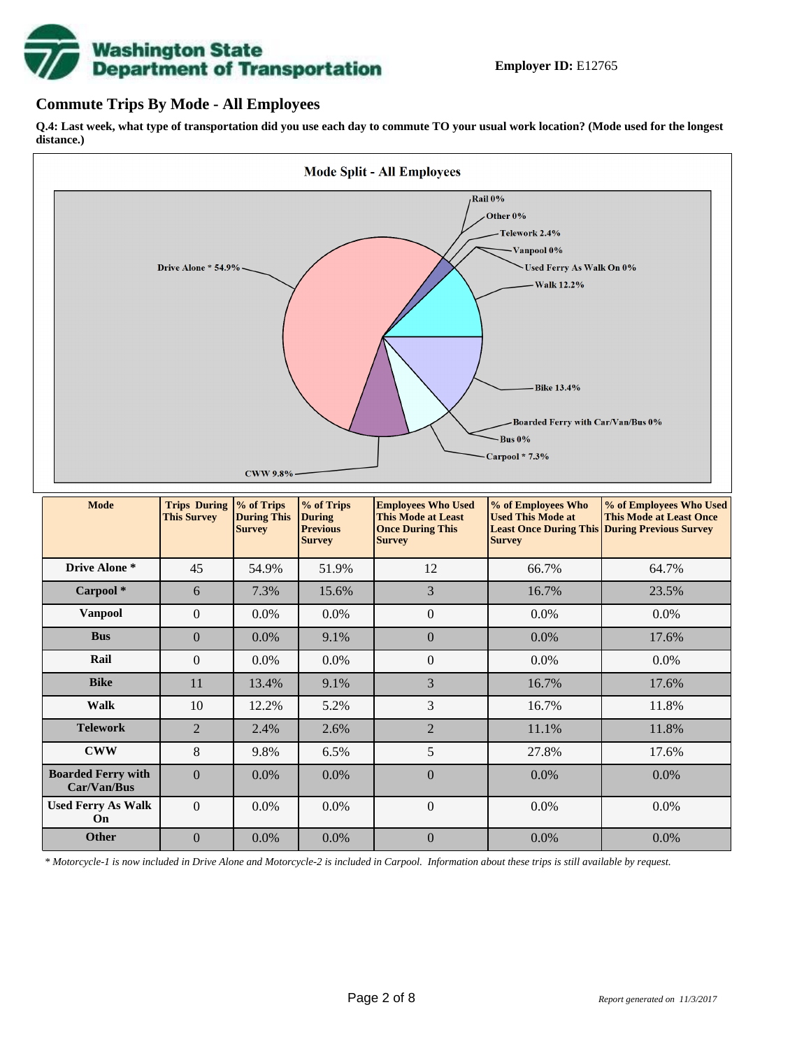**Employer ID:** E12765

## Commute Trips By Mode - All Employees

**Q.4: Last week, what type of transportation did you use each day to commute TO your usual work location? (Mode used for the longest distance.)**

**Mode Split - All Employees**

Rail 0%
Other 0%
Telework 2.4%
Vanpool 0%
Used Ferry As Walk On 0%
Walk 12.2%
Bike 13.4%
Boarded Ferry with Car/Van/Bus 0%
Bus 0%
Carpool * 7.3%
CWW 9.8%
Drive Alone * 54.9%

| Mode | Trips During This Survey | % of Trips During This Survey | % of Trips During Previous Survey | Employees Who Used This Mode at Least Once During This Survey | % of Employees Who Used This Mode at Least Once During This Survey | % of Employees Who Used This Mode at Least Once During Previous Survey |
|---|---|---|---|---|---|---|
| Drive Alone * | 45 | 54.9% | 51.9% | 12 | 66.7% | 64.7% |
| Carpool * | 6 | 7.3% | 15.6% | 3 | 16.7% | 23.5% |
| Vanpool | 0 | 0.0% | 0.0% | 0 | 0.0% | 0.0% |
| Bus | 0 | 0.0% | 9.1% | 0 | 0.0% | 17.6% |
| Rail | 0 | 0.0% | 0.0% | 0 | 0.0% | 0.0% |
| Bike | 11 | 13.4% | 9.1% | 3 | 16.7% | 17.6% |
| Walk | 10 | 12.2% | 5.2% | 3 | 16.7% | 11.8% |
| Telework | 2 | 2.4% | 2.6% | 2 | 11.1% | 11.8% |
| CWW | 8 | 9.8% | 6.5% | 5 | 27.8% | 17.6% |
| Boarded Ferry with Car/Van/Bus | 0 | 0.0% | 0.0% | 0 | 0.0% | 0.0% |
| Used Ferry As Walk On | 0 | 0.0% | 0.0% | 0 | 0.0% | 0.0% |
| Other | 0 | 0.0% | 0.0% | 0 | 0.0% | 0.0% |

*\* Motorcycle-1 is now included in Drive Alone and Motorcycle-2 is included in Carpool. Information about these trips is still available by request.*

*Report generated on 11/3/2017*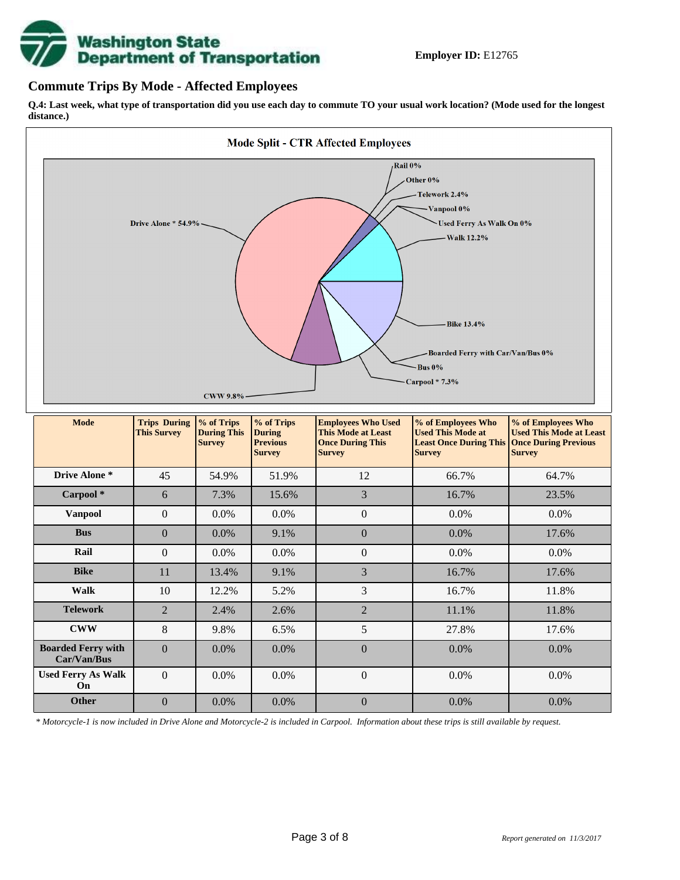**Employer ID:** E12765

## Commute Trips By Mode - Affected Employees

**Q.4: Last week, what type of transportation did you use each day to commute TO your usual work location? (Mode used for the longest distance.)**

**Mode Split - CTR Affected Employees**

Rail 0%
Other 0%
Telework 2.4%
Vanpool 0%
Used Ferry As Walk On 0%
Walk 12.2%
Bike 13.4%
Boarded Ferry with Car/Van/Bus 0%
Bus 0%
Carpool * 7.3%
CWW 9.8%
Drive Alone * 54.9%

| Mode | Trips During This Survey | % of Trips During This Survey | % of Trips During Previous Survey | Employees Who Used This Mode at Least Once During This Survey | % of Employees Who Used This Mode at Least Once During This Survey | % of Employees Who Used This Mode at Least Once During Previous Survey |
|---|---|---|---|---|---|---|
| **Drive Alone *** | 45 | 54.9% | 51.9% | 12 | 66.7% | 64.7% |
| **Carpool *** | 6 | 7.3% | 15.6% | 3 | 16.7% | 23.5% |
| **Vanpool** | 0 | 0.0% | 0.0% | 0 | 0.0% | 0.0% |
| **Bus** | 0 | 0.0% | 9.1% | 0 | 0.0% | 17.6% |
| **Rail** | 0 | 0.0% | 0.0% | 0 | 0.0% | 0.0% |
| **Bike** | 11 | 13.4% | 9.1% | 3 | 16.7% | 17.6% |
| **Walk** | 10 | 12.2% | 5.2% | 3 | 16.7% | 11.8% |
| **Telework** | 2 | 2.4% | 2.6% | 2 | 11.1% | 11.8% |
| **CWW** | 8 | 9.8% | 6.5% | 5 | 27.8% | 17.6% |
| **Boarded Ferry with Car/Van/Bus** | 0 | 0.0% | 0.0% | 0 | 0.0% | 0.0% |
| **Used Ferry As Walk On** | 0 | 0.0% | 0.0% | 0 | 0.0% | 0.0% |
| **Other** | 0 | 0.0% | 0.0% | 0 | 0.0% | 0.0% |

*\* Motorcycle-1 is now included in Drive Alone and Motorcycle-2 is included in Carpool. Information about these trips is still available by request.*

*Report generated on 11/3/2017*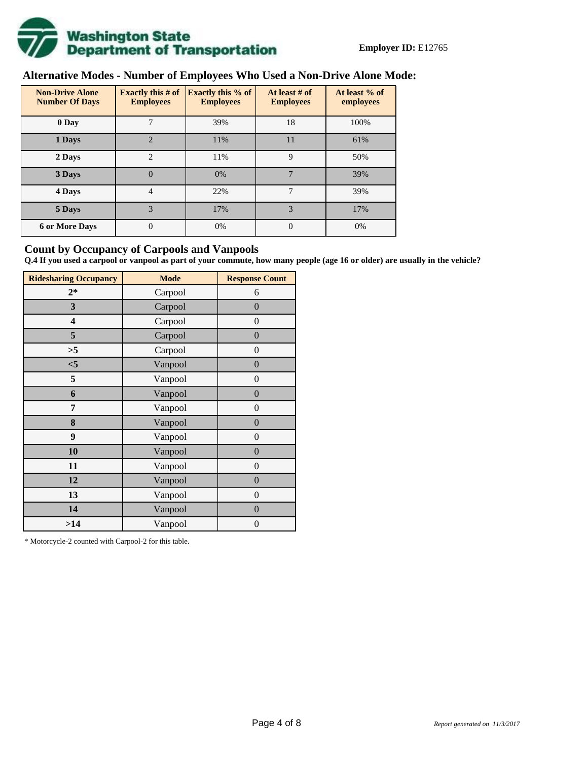**Employer ID:** E12765

## Alternative Modes - Number of Employees Who Used a Non-Drive Alone Mode:

| Non-Drive Alone Number Of Days | Exactly this # of Employees | Exactly this % of Employees | At least # of Employees | At least % of employees |
|---|---|---|---|---|
| 0 Day | 7 | 39% | 18 | 100% |
| 1 Days | 2 | 11% | 11 | 61% |
| 2 Days | 2 | 11% | 9 | 50% |
| 3 Days | 0 | 0% | 7 | 39% |
| 4 Days | 4 | 22% | 7 | 39% |
| 5 Days | 3 | 17% | 3 | 17% |
| 6 or More Days | 0 | 0% | 0 | 0% |

## Count by Occupancy of Carpools and Vanpools

**Q.4 If you used a carpool or vanpool as part of your commute, how many people (age 16 or older) are usually in the vehicle?**

| Ridesharing Occupancy | Mode | Response Count |
|---|---|---|
| 2* | Carpool | 6 |
| 3 | Carpool | 0 |
| 4 | Carpool | 0 |
| 5 | Carpool | 0 |
| >5 | Carpool | 0 |
| <5 | Vanpool | 0 |
| 5 | Vanpool | 0 |
| 6 | Vanpool | 0 |
| 7 | Vanpool | 0 |
| 8 | Vanpool | 0 |
| 9 | Vanpool | 0 |
| 10 | Vanpool | 0 |
| 11 | Vanpool | 0 |
| 12 | Vanpool | 0 |
| 13 | Vanpool | 0 |
| 14 | Vanpool | 0 |
| >14 | Vanpool | 0 |

* Motorcycle-2 counted with Carpool-2 for this table.

*Report generated on 11/3/2017*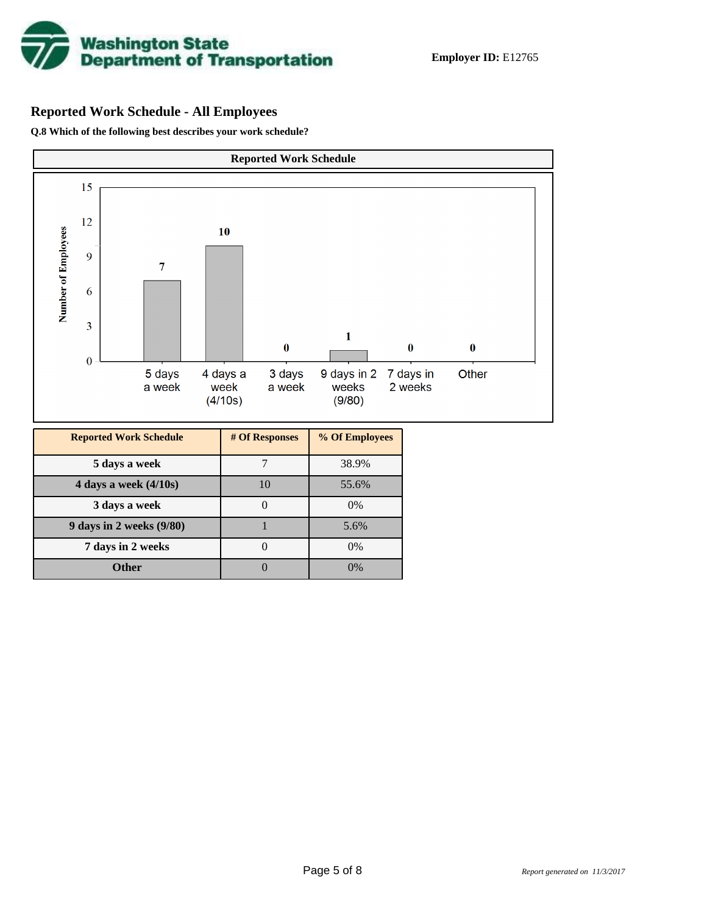**Employer ID:** E12765

## Reported Work Schedule - All Employees

**Q.8 Which of the following best describes your work schedule?**

**Reported Work Schedule**

| Reported Work Schedule | # Of Responses | % Of Employees |
|---|---|---|
| 5 days a week | 7 | 38.9% |
| 4 days a week (4/10s) | 10 | 55.6% |
| 3 days a week | 0 | 0% |
| 9 days in 2 weeks (9/80) | 1 | 5.6% |
| 7 days in 2 weeks | 0 | 0% |
| Other | 0 | 0% |

*Report generated on 11/3/2017*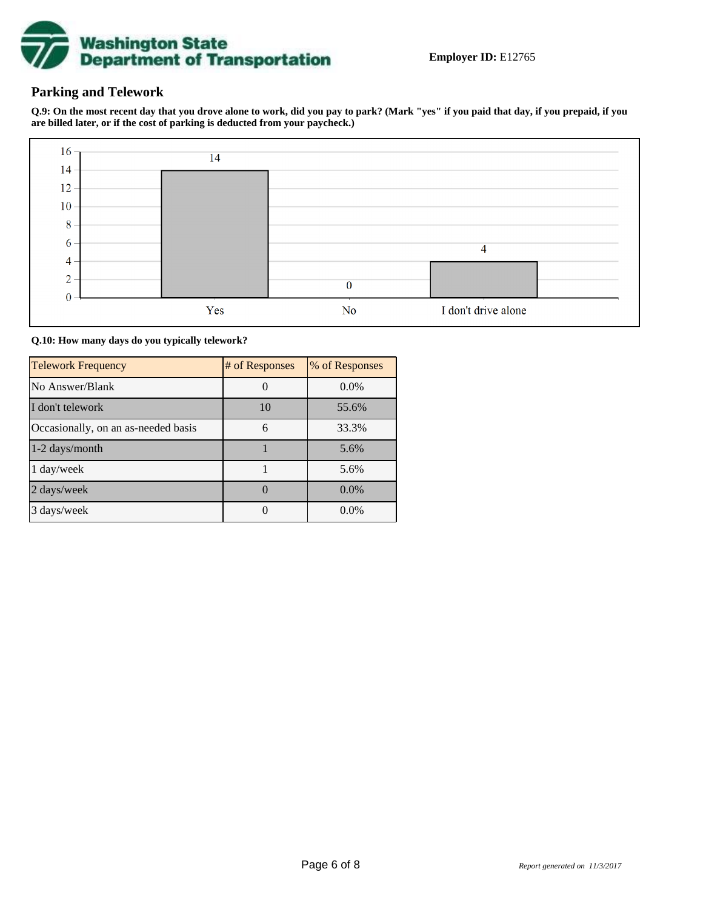**Employer ID:** E12765

## Parking and Telework

**Q.9: On the most recent day that you drove alone to work, did you pay to park? (Mark "yes" if you paid that day, if you prepaid, if you are billed later, or if the cost of parking is deducted from your paycheck.)**

| Response | Count |
|---|---|
| Yes | 14 |
| No | 0 |
| I don't drive alone | 4 |

**Q.10: How many days do you typically telework?**

| Telework Frequency | # of Responses | % of Responses |
|---|---|---|
| No Answer/Blank | 0 | 0.0% |
| I don't telework | 10 | 55.6% |
| Occasionally, on an as-needed basis | 6 | 33.3% |
| 1-2 days/month | 1 | 5.6% |
| 1 day/week | 1 | 5.6% |
| 2 days/week | 0 | 0.0% |
| 3 days/week | 0 | 0.0% |

*Report generated on 11/3/2017*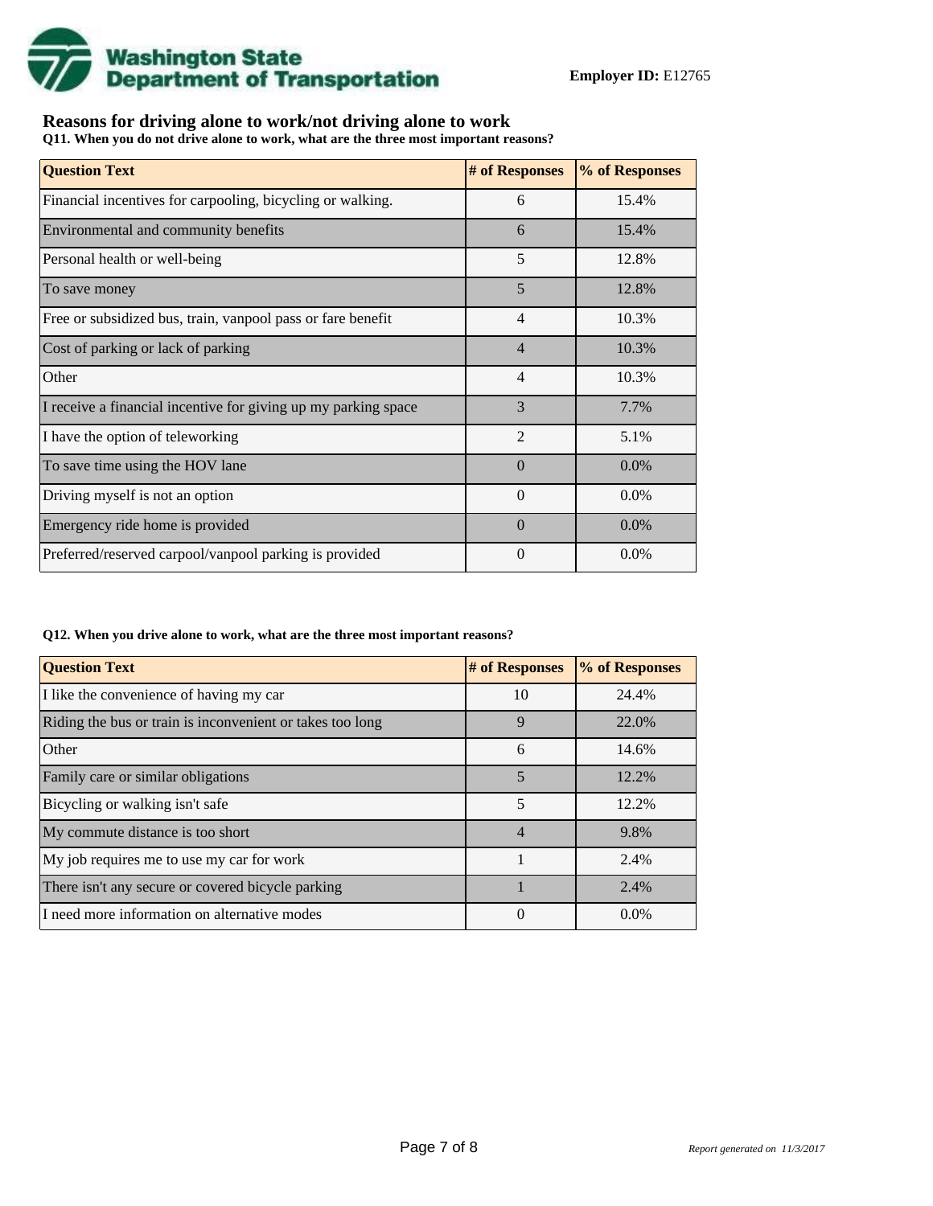**Employer ID:** E12765

## Reasons for driving alone to work/not driving alone to work

**Q11. When you do not drive alone to work, what are the three most important reasons?**

| Question Text | # of Responses | % of Responses |
|---|---|---|
| Financial incentives for carpooling, bicycling or walking. | 6 | 15.4% |
| Environmental and community benefits | 6 | 15.4% |
| Personal health or well-being | 5 | 12.8% |
| To save money | 5 | 12.8% |
| Free or subsidized bus, train, vanpool pass or fare benefit | 4 | 10.3% |
| Cost of parking or lack of parking | 4 | 10.3% |
| Other | 4 | 10.3% |
| I receive a financial incentive for giving up my parking space | 3 | 7.7% |
| I have the option of teleworking | 2 | 5.1% |
| To save time using the HOV lane | 0 | 0.0% |
| Driving myself is not an option | 0 | 0.0% |
| Emergency ride home is provided | 0 | 0.0% |
| Preferred/reserved carpool/vanpool parking is provided | 0 | 0.0% |

**Q12. When you drive alone to work, what are the three most important reasons?**

| Question Text | # of Responses | % of Responses |
|---|---|---|
| I like the convenience of having my car | 10 | 24.4% |
| Riding the bus or train is inconvenient or takes too long | 9 | 22.0% |
| Other | 6 | 14.6% |
| Family care or similar obligations | 5 | 12.2% |
| Bicycling or walking isn't safe | 5 | 12.2% |
| My commute distance is too short | 4 | 9.8% |
| My job requires me to use my car for work | 1 | 2.4% |
| There isn't any secure or covered bicycle parking | 1 | 2.4% |
| I need more information on alternative modes | 0 | 0.0% |

*Report generated on 11/3/2017*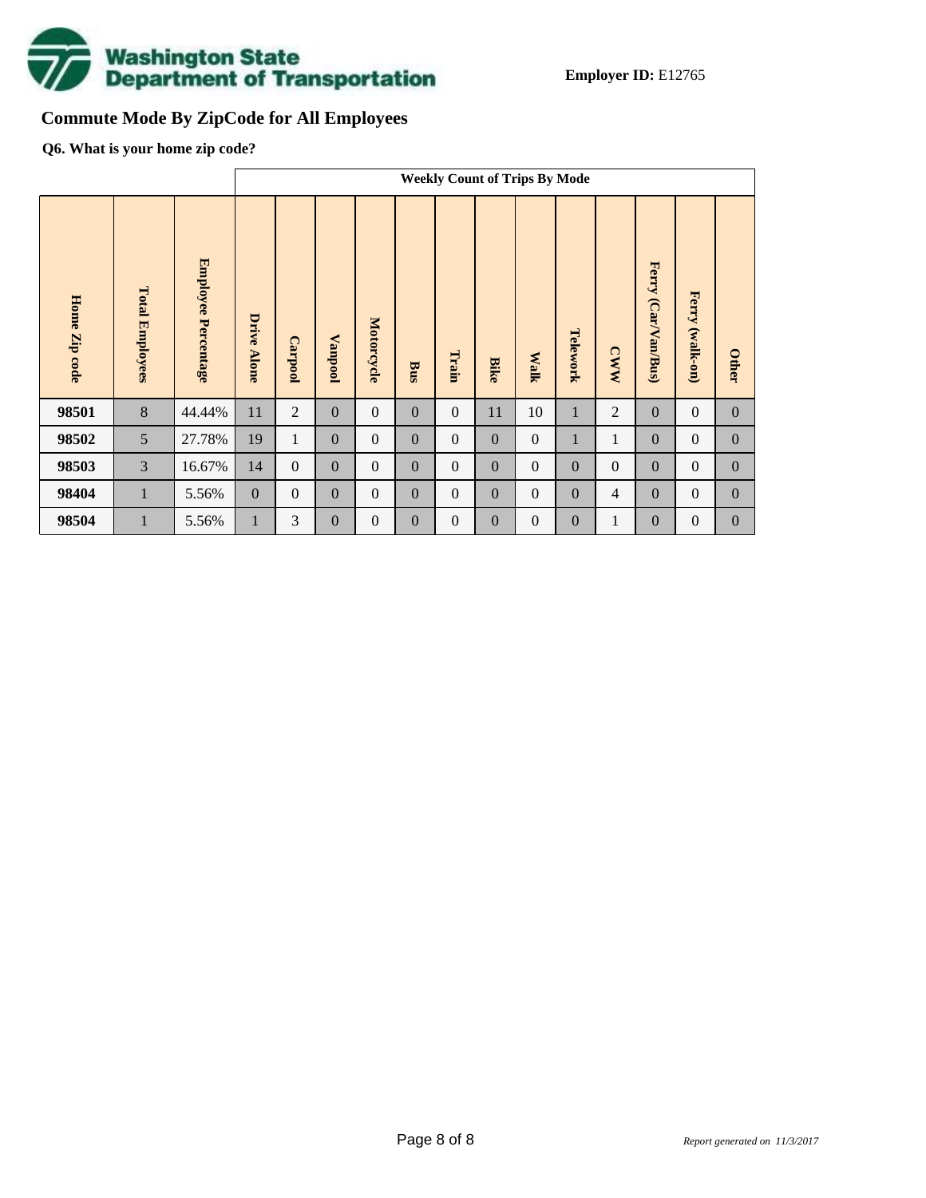**Employer ID:** E12765

## Commute Mode By ZipCode for All Employees

**Q6. What is your home zip code?**

| | | | Weekly Count of Trips By Mode | | | | | | | | | | | | |
|---|---|---|---|---|---|---|---|---|---|---|---|---|---|---|---|
| **Home Zip code** | **Total Employees** | **Employee Percentage** | **Drive Alone** | **Carpool** | **Vanpool** | **Motorcycle** | **Bus** | **Train** | **Bike** | **Walk** | **Telework** | **CWW** | **Ferry (Car/Van/Bus)** | **Ferry (walk-on)** | **Other** |
| **98501** | 8 | 44.44% | 11 | 2 | 0 | 0 | 0 | 0 | 11 | 10 | 1 | 2 | 0 | 0 | 0 |
| **98502** | 5 | 27.78% | 19 | 1 | 0 | 0 | 0 | 0 | 0 | 0 | 1 | 1 | 0 | 0 | 0 |
| **98503** | 3 | 16.67% | 14 | 0 | 0 | 0 | 0 | 0 | 0 | 0 | 0 | 0 | 0 | 0 | 0 |
| **98404** | 1 | 5.56% | 0 | 0 | 0 | 0 | 0 | 0 | 0 | 0 | 0 | 4 | 0 | 0 | 0 |
| **98504** | 1 | 5.56% | 1 | 3 | 0 | 0 | 0 | 0 | 0 | 0 | 0 | 1 | 0 | 0 | 0 |

*Report generated on 11/3/2017*